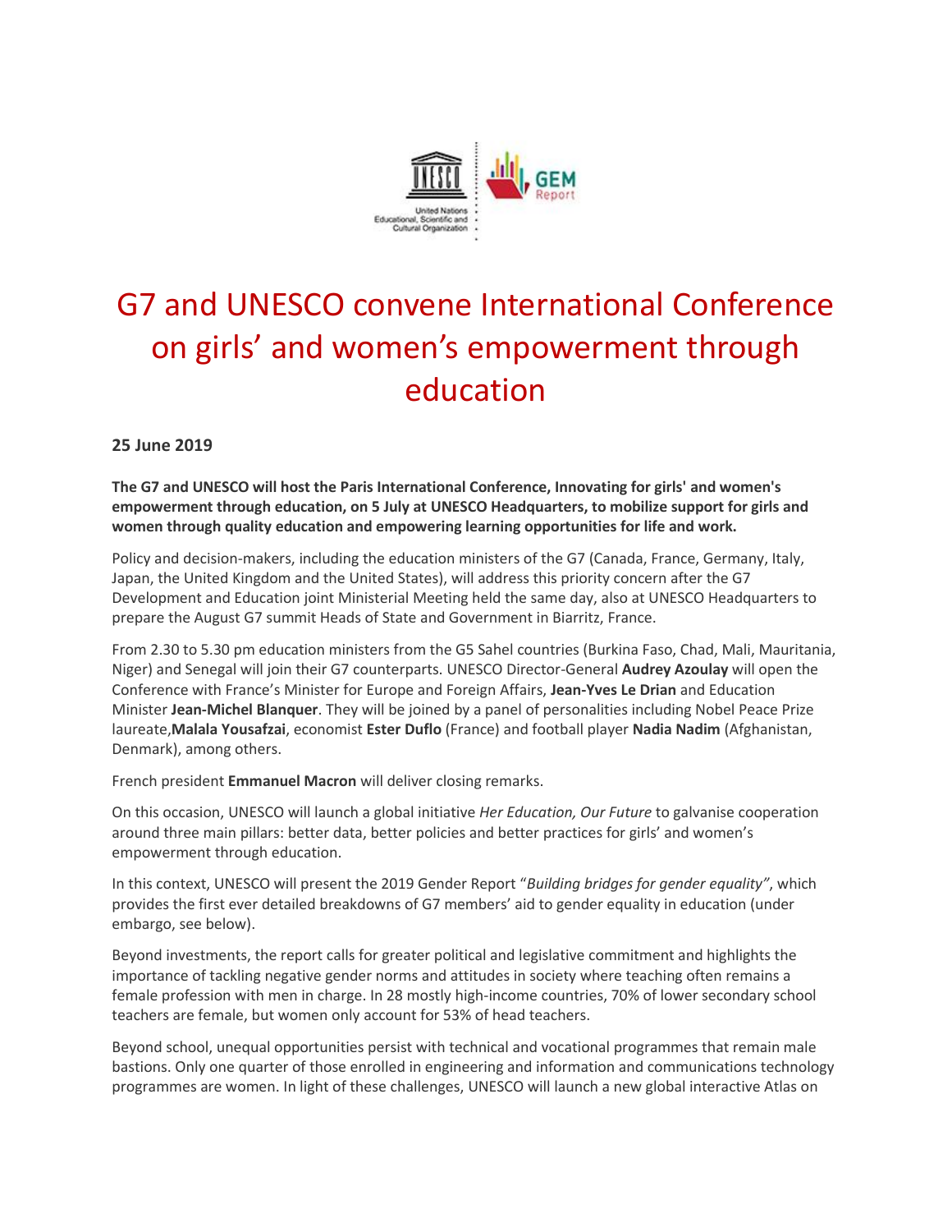# G7 and UNESCO convene International Conference on girls' and women's empowerment through education

**25 June 2019**

**The G7 and UNESCO will host the Paris International Conference, Innovating for girls' and women's empowerment through education, on 5 July at UNESCO Headquarters, to mobilize support for girls and women through quality education and empowering learning opportunities for life and work.**

Policy and decision-makers, including the education ministers of the G7 (Canada, France, Germany, Italy, Japan, the United Kingdom and the United States), will address this priority concern after the G7 Development and Education joint Ministerial Meeting held the same day, also at UNESCO Headquarters to prepare the August G7 summit Heads of State and Government in Biarritz, France.

From 2.30 to 5.30 pm education ministers from the G5 Sahel countries (Burkina Faso, Chad, Mali, Mauritania, Niger) and Senegal will join their G7 counterparts. UNESCO Director-General **Audrey Azoulay** will open the Conference with France's Minister for Europe and Foreign Affairs, **Jean-Yves Le Drian** and Education Minister **Jean-Michel Blanquer**. They will be joined by a panel of personalities including Nobel Peace Prize laureate,**Malala Yousafzai**, economist **Ester Duflo** (France) and football player **Nadia Nadim** (Afghanistan, Denmark), among others.

French president **Emmanuel Macron** will deliver closing remarks.

On this occasion, UNESCO will launch a global initiative *Her Education, Our Future* to galvanise cooperation around three main pillars: better data, better policies and better practices for girls' and women's empowerment through education.

In this context, UNESCO will present the 2019 Gender Report "*Building bridges for gender equality"*, which provides the first ever detailed breakdowns of G7 members' aid to gender equality in education (under embargo, see below).

Beyond investments, the report calls for greater political and legislative commitment and highlights the importance of tackling negative gender norms and attitudes in society where teaching often remains a female profession with men in charge. In 28 mostly high-income countries, 70% of lower secondary school teachers are female, but women only account for 53% of head teachers.

Beyond school, unequal opportunities persist with technical and vocational programmes that remain male bastions. Only one quarter of those enrolled in engineering and information and communications technology programmes are women. In light of these challenges, UNESCO will launch a new global interactive Atlas on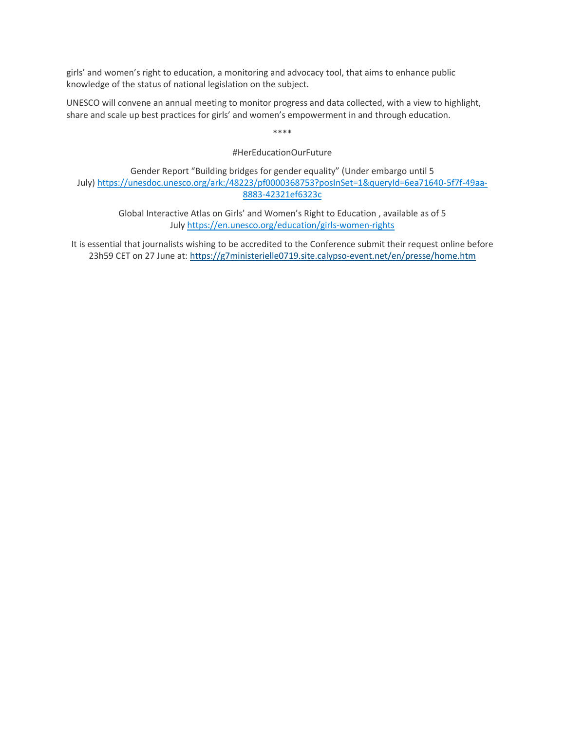girls' and women's right to education, a monitoring and advocacy tool, that aims to enhance public knowledge of the status of national legislation on the subject.

UNESCO will convene an annual meeting to monitor progress and data collected, with a view to highlight, share and scale up best practices for girls' and women's empowerment in and through education.

****

#HerEducationOurFuture

Gender Report "Building bridges for gender equality" (Under embargo until 5 July) https://unesdoc.unesco.org/ark:/48223/pf0000368753?posInSet=1&queryId=6ea71640-5f7f-49aa-8883-42321ef6323c

Global Interactive Atlas on Girls' and Women's Right to Education , available as of 5 July https://en.unesco.org/education/girls-women-rights

It is essential that journalists wishing to be accredited to the Conference submit their request online before 23h59 CET on 27 June at: https://g7ministerielle0719.site.calypso-event.net/en/presse/home.htm